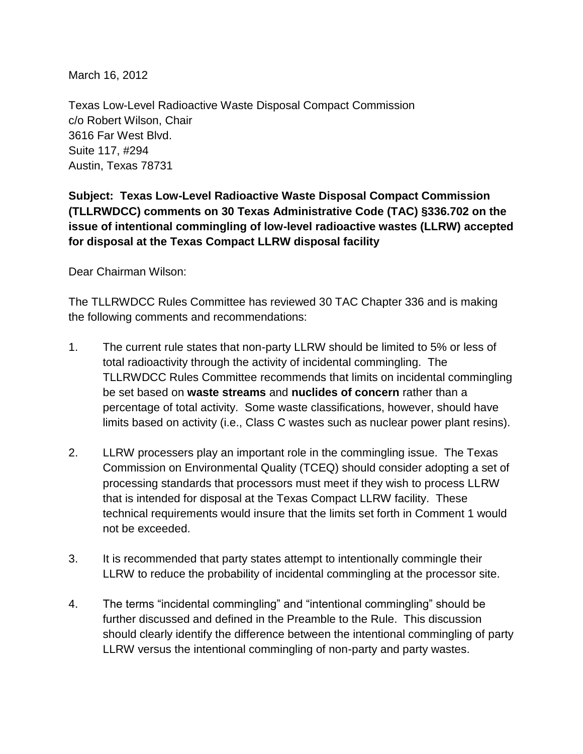March 16, 2012

Texas Low-Level Radioactive Waste Disposal Compact Commission
c/o Robert Wilson, Chair
3616 Far West Blvd.
Suite 117, #294
Austin, Texas 78731

**Subject: Texas Low-Level Radioactive Waste Disposal Compact Commission (TLLRWDCC) comments on 30 Texas Administrative Code (TAC) §336.702 on the issue of intentional commingling of low-level radioactive wastes (LLRW) accepted for disposal at the Texas Compact LLRW disposal facility**

Dear Chairman Wilson:

The TLLRWDCC Rules Committee has reviewed 30 TAC Chapter 336 and is making the following comments and recommendations:

1. The current rule states that non-party LLRW should be limited to 5% or less of total radioactivity through the activity of incidental commingling. The TLLRWDCC Rules Committee recommends that limits on incidental commingling be set based on **waste streams** and **nuclides of concern** rather than a percentage of total activity. Some waste classifications, however, should have limits based on activity (i.e., Class C wastes such as nuclear power plant resins).

2. LLRW processers play an important role in the commingling issue. The Texas Commission on Environmental Quality (TCEQ) should consider adopting a set of processing standards that processors must meet if they wish to process LLRW that is intended for disposal at the Texas Compact LLRW facility. These technical requirements would insure that the limits set forth in Comment 1 would not be exceeded.

3. It is recommended that party states attempt to intentionally commingle their LLRW to reduce the probability of incidental commingling at the processor site.

4. The terms "incidental commingling" and "intentional commingling" should be further discussed and defined in the Preamble to the Rule. This discussion should clearly identify the difference between the intentional commingling of party LLRW versus the intentional commingling of non-party and party wastes.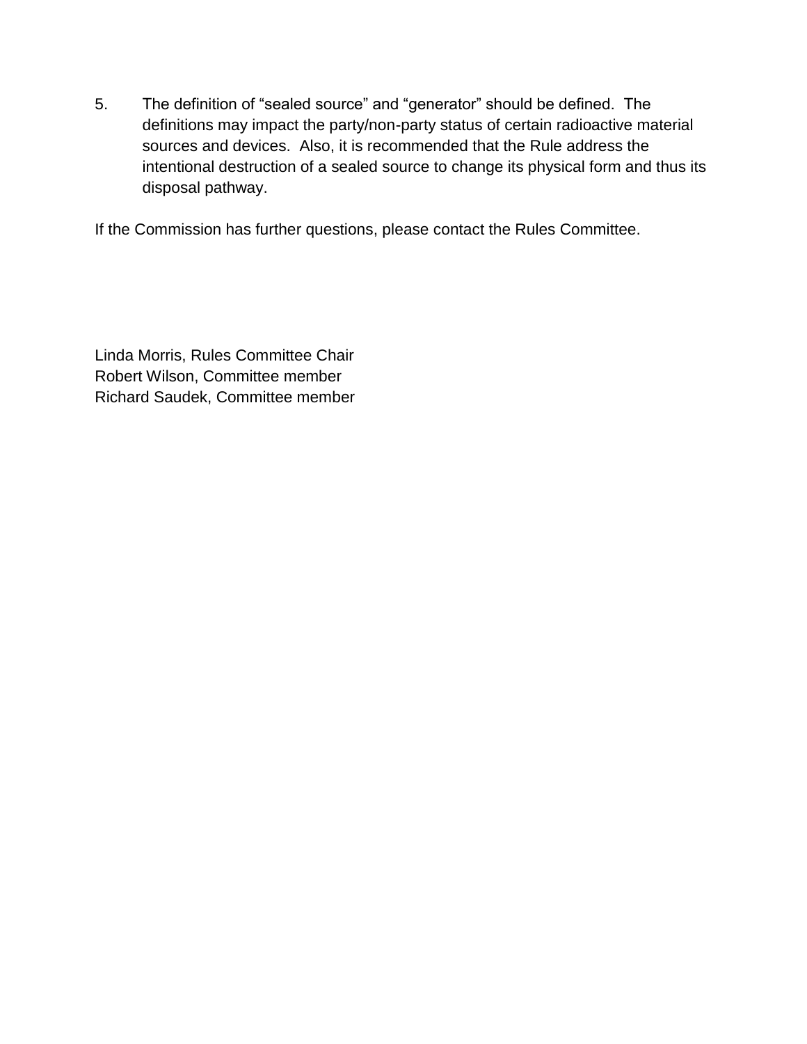5. The definition of "sealed source" and "generator" should be defined. The definitions may impact the party/non-party status of certain radioactive material sources and devices. Also, it is recommended that the Rule address the intentional destruction of a sealed source to change its physical form and thus its disposal pathway.

If the Commission has further questions, please contact the Rules Committee.

Linda Morris, Rules Committee Chair
Robert Wilson, Committee member
Richard Saudek, Committee member